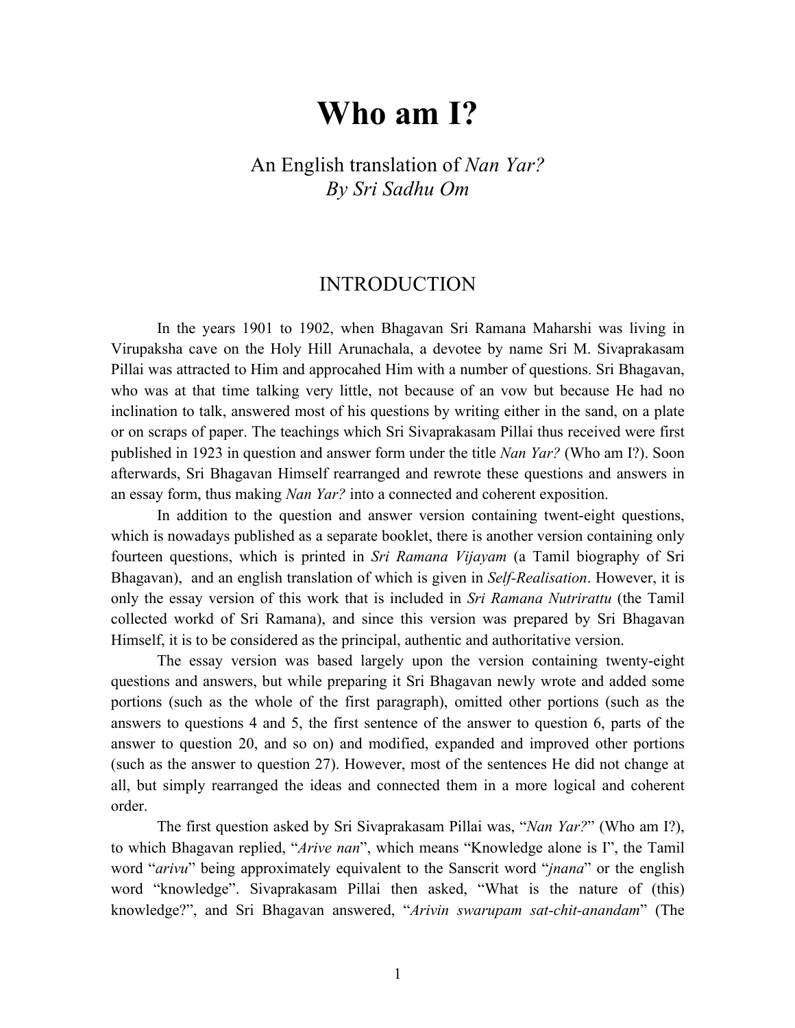# Who am I?

An English translation of *Nan Yar?*
*By Sri Sadhu Om*

## INTRODUCTION

In the years 1901 to 1902, when Bhagavan Sri Ramana Maharshi was living in Virupaksha cave on the Holy Hill Arunachala, a devotee by name Sri M. Sivaprakasam Pillai was attracted to Him and approcahed Him with a number of questions. Sri Bhagavan, who was at that time talking very little, not because of an vow but because He had no inclination to talk, answered most of his questions by writing either in the sand, on a plate or on scraps of paper. The teachings which Sri Sivaprakasam Pillai thus received were first published in 1923 in question and answer form under the title *Nan Yar?* (Who am I?). Soon afterwards, Sri Bhagavan Himself rearranged and rewrote these questions and answers in an essay form, thus making *Nan Yar?* into a connected and coherent exposition.

In addition to the question and answer version containing twent-eight questions, which is nowadays published as a separate booklet, there is another version containing only fourteen questions, which is printed in *Sri Ramana Vijayam* (a Tamil biography of Sri Bhagavan), and an english translation of which is given in *Self-Realisation*. However, it is only the essay version of this work that is included in *Sri Ramana Nutrirattu* (the Tamil collected workd of Sri Ramana), and since this version was prepared by Sri Bhagavan Himself, it is to be considered as the principal, authentic and authoritative version.

The essay version was based largely upon the version containing twenty-eight questions and answers, but while preparing it Sri Bhagavan newly wrote and added some portions (such as the whole of the first paragraph), omitted other portions (such as the answers to questions 4 and 5, the first sentence of the answer to question 6, parts of the answer to question 20, and so on) and modified, expanded and improved other portions (such as the answer to question 27). However, most of the sentences He did not change at all, but simply rearranged the ideas and connected them in a more logical and coherent order.

The first question asked by Sri Sivaprakasam Pillai was, "*Nan Yar?*" (Who am I?), to which Bhagavan replied, "*Arive nan*", which means "Knowledge alone is I", the Tamil word "*arivu*" being approximately equivalent to the Sanscrit word "*jnana*" or the english word "knowledge". Sivaprakasam Pillai then asked, "What is the nature of (this) knowledge?", and Sri Bhagavan answered, "*Arivin swarupam sat-chit-anandam*" (The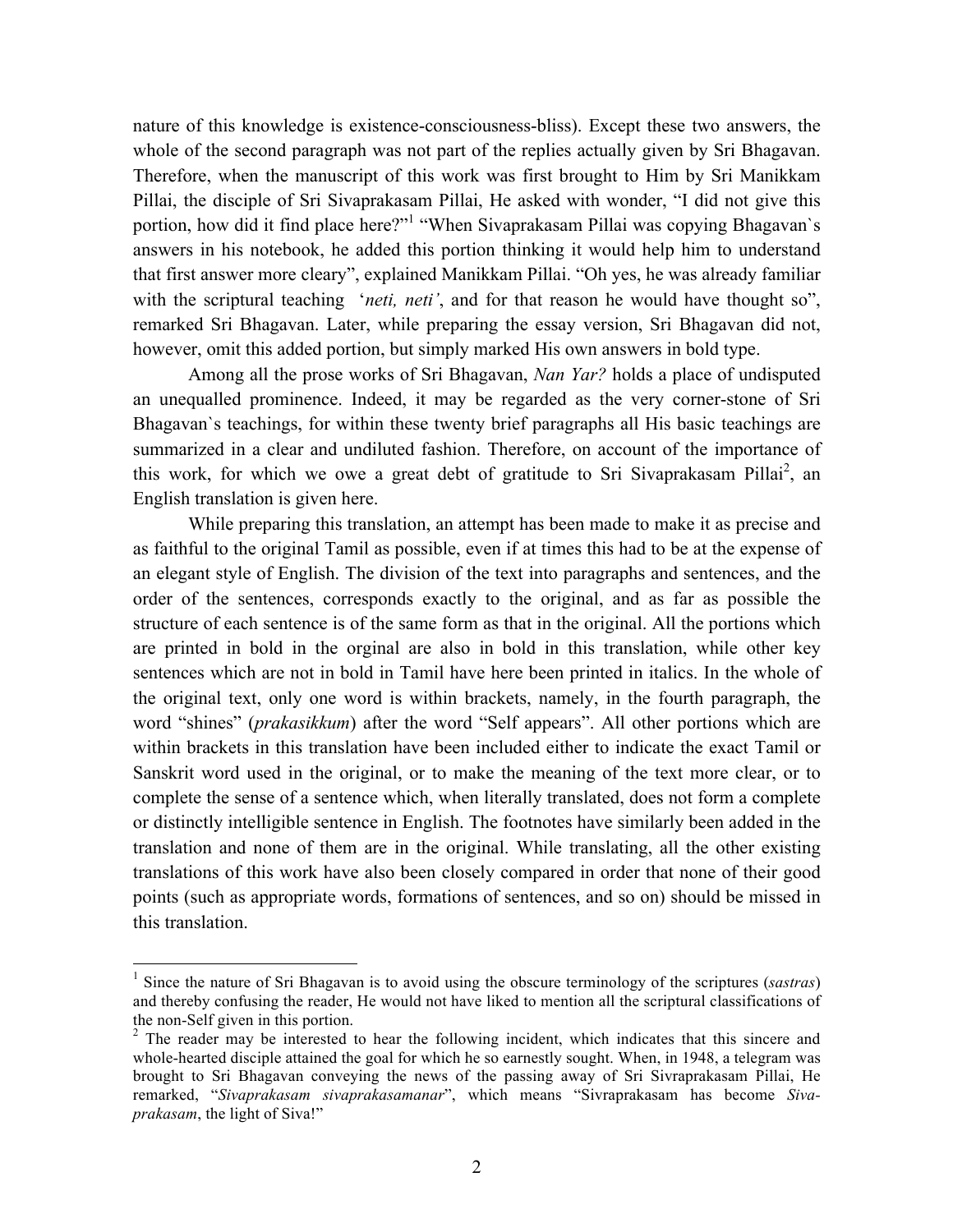nature of this knowledge is existence-consciousness-bliss). Except these two answers, the whole of the second paragraph was not part of the replies actually given by Sri Bhagavan. Therefore, when the manuscript of this work was first brought to Him by Sri Manikkam Pillai, the disciple of Sri Sivaprakasam Pillai, He asked with wonder, "I did not give this portion, how did it find place here?"[1] "When Sivaprakasam Pillai was copying Bhagavan`s answers in his notebook, he added this portion thinking it would help him to understand that first answer more cleary", explained Manikkam Pillai. "Oh yes, he was already familiar with the scriptural teaching '*neti, neti'*, and for that reason he would have thought so", remarked Sri Bhagavan. Later, while preparing the essay version, Sri Bhagavan did not, however, omit this added portion, but simply marked His own answers in bold type.

Among all the prose works of Sri Bhagavan, *Nan Yar?* holds a place of undisputed an unequalled prominence. Indeed, it may be regarded as the very corner-stone of Sri Bhagavan`s teachings, for within these twenty brief paragraphs all His basic teachings are summarized in a clear and undiluted fashion. Therefore, on account of the importance of this work, for which we owe a great debt of gratitude to Sri Sivaprakasam Pillai[2], an English translation is given here.

While preparing this translation, an attempt has been made to make it as precise and as faithful to the original Tamil as possible, even if at times this had to be at the expense of an elegant style of English. The division of the text into paragraphs and sentences, and the order of the sentences, corresponds exactly to the original, and as far as possible the structure of each sentence is of the same form as that in the original. All the portions which are printed in bold in the orginal are also in bold in this translation, while other key sentences which are not in bold in Tamil have here been printed in italics. In the whole of the original text, only one word is within brackets, namely, in the fourth paragraph, the word "shines" (*prakasikkum*) after the word "Self appears". All other portions which are within brackets in this translation have been included either to indicate the exact Tamil or Sanskrit word used in the original, or to make the meaning of the text more clear, or to complete the sense of a sentence which, when literally translated, does not form a complete or distinctly intelligible sentence in English. The footnotes have similarly been added in the translation and none of them are in the original. While translating, all the other existing translations of this work have also been closely compared in order that none of their good points (such as appropriate words, formations of sentences, and so on) should be missed in this translation.

---

[1] Since the nature of Sri Bhagavan is to avoid using the obscure terminology of the scriptures (*sastras*) and thereby confusing the reader, He would not have liked to mention all the scriptural classifications of the non-Self given in this portion.

[2] The reader may be interested to hear the following incident, which indicates that this sincere and whole-hearted disciple attained the goal for which he so earnestly sought. When, in 1948, a telegram was brought to Sri Bhagavan conveying the news of the passing away of Sri Sivraprakasam Pillai, He remarked, "*Sivaprakasam sivaprakasamanar*", which means "Sivraprakasam has become *Siva-prakasam*, the light of Siva!"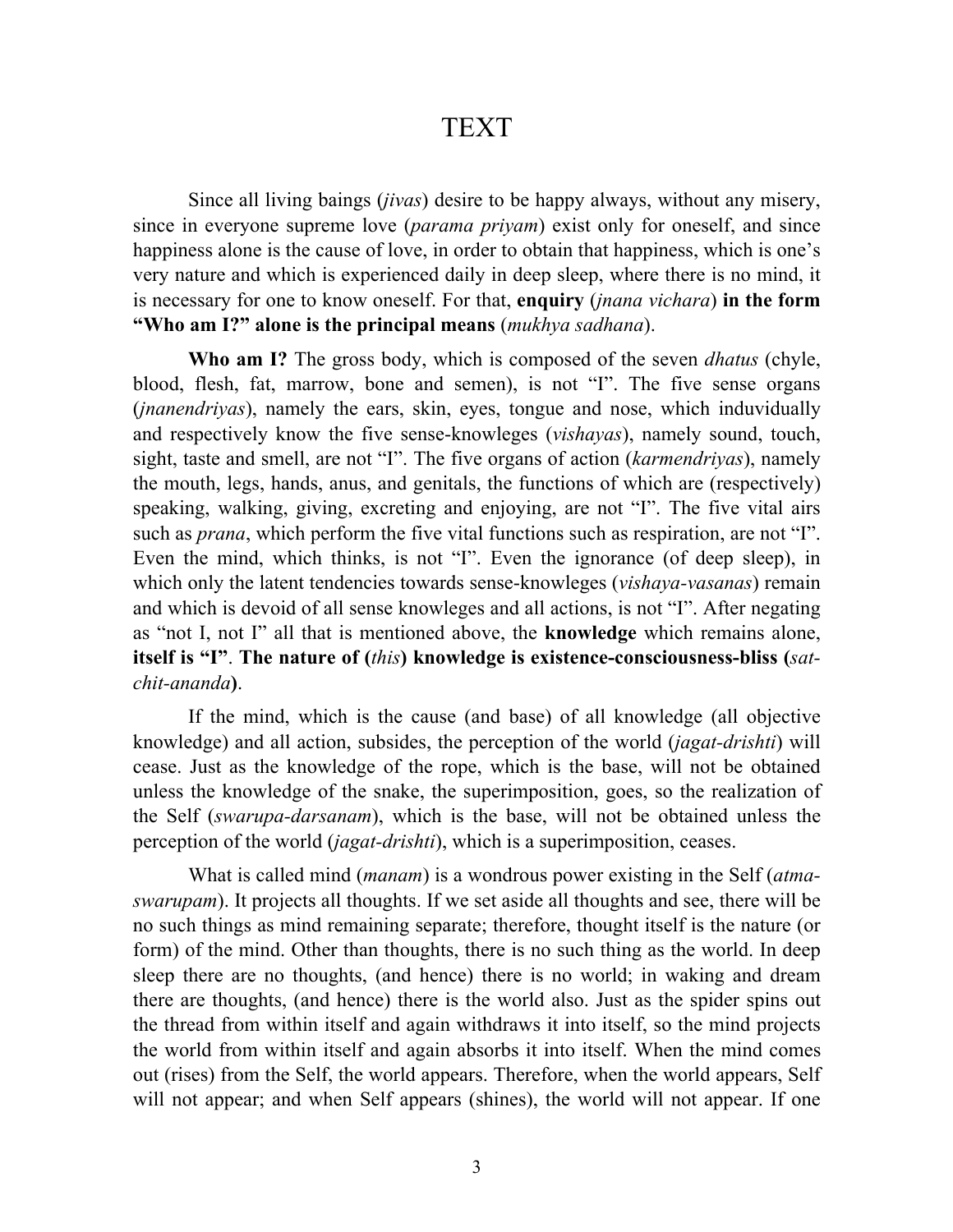# TEXT

Since all living baings (*jivas*) desire to be happy always, without any misery, since in everyone supreme love (*parama priyam*) exist only for oneself, and since happiness alone is the cause of love, in order to obtain that happiness, which is one's very nature and which is experienced daily in deep sleep, where there is no mind, it is necessary for one to know oneself. For that, **enquiry** (*jnana vichara*) **in the form "Who am I?" alone is the principal means** (*mukhya sadhana*).

**Who am I?** The gross body, which is composed of the seven *dhatus* (chyle, blood, flesh, fat, marrow, bone and semen), is not "I". The five sense organs (*jnanendriyas*), namely the ears, skin, eyes, tongue and nose, which induvidually and respectively know the five sense-knowleges (*vishayas*), namely sound, touch, sight, taste and smell, are not "I". The five organs of action (*karmendriyas*), namely the mouth, legs, hands, anus, and genitals, the functions of which are (respectively) speaking, walking, giving, excreting and enjoying, are not "I". The five vital airs such as *prana*, which perform the five vital functions such as respiration, are not "I". Even the mind, which thinks, is not "I". Even the ignorance (of deep sleep), in which only the latent tendencies towards sense-knowleges (*vishaya-vasanas*) remain and which is devoid of all sense knowleges and all actions, is not "I". After negating as "not I, not I" all that is mentioned above, the **knowledge** which remains alone, **itself is "I"**. **The nature of (*this*) knowledge is existence-consciousness-bliss (*sat-chit-ananda*)**.

If the mind, which is the cause (and base) of all knowledge (all objective knowledge) and all action, subsides, the perception of the world (*jagat-drishti*) will cease. Just as the knowledge of the rope, which is the base, will not be obtained unless the knowledge of the snake, the superimposition, goes, so the realization of the Self (*swarupa-darsanam*), which is the base, will not be obtained unless the perception of the world (*jagat-drishti*), which is a superimposition, ceases.

What is called mind (*manam*) is a wondrous power existing in the Self (*atma-swarupam*). It projects all thoughts. If we set aside all thoughts and see, there will be no such things as mind remaining separate; therefore, thought itself is the nature (or form) of the mind. Other than thoughts, there is no such thing as the world. In deep sleep there are no thoughts, (and hence) there is no world; in waking and dream there are thoughts, (and hence) there is the world also. Just as the spider spins out the thread from within itself and again withdraws it into itself, so the mind projects the world from within itself and again absorbs it into itself. When the mind comes out (rises) from the Self, the world appears. Therefore, when the world appears, Self will not appear; and when Self appears (shines), the world will not appear. If one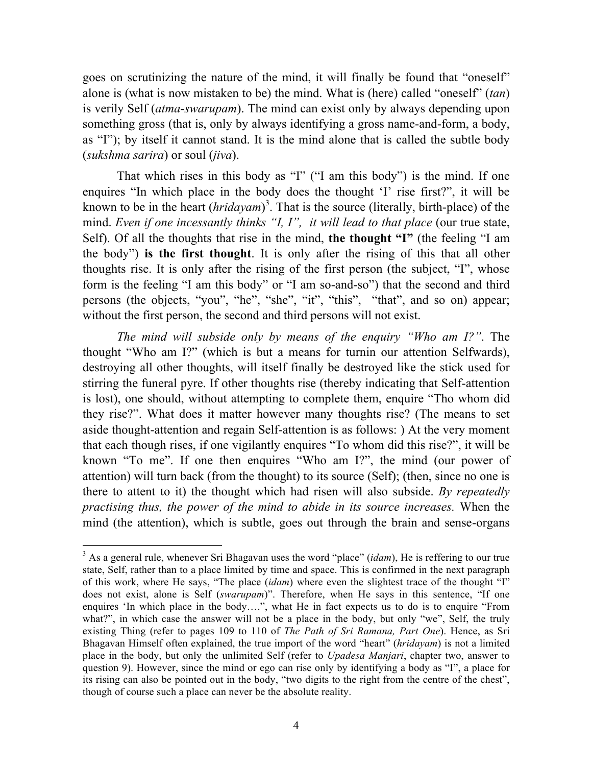goes on scrutinizing the nature of the mind, it will finally be found that "oneself" alone is (what is now mistaken to be) the mind. What is (here) called "oneself" (*tan*) is verily Self (*atma-swarupam*). The mind can exist only by always depending upon something gross (that is, only by always identifying a gross name-and-form, a body, as "I"); by itself it cannot stand. It is the mind alone that is called the subtle body (*sukshma sarira*) or soul (*jiva*).

That which rises in this body as "I" ("I am this body") is the mind. If one enquires "In which place in the body does the thought 'I' rise first?", it will be known to be in the heart (*hridayam*)[3]. That is the source (literally, birth-place) of the mind. *Even if one incessantly thinks "I, I", it will lead to that place* (our true state, Self). Of all the thoughts that rise in the mind, **the thought "I"** (the feeling "I am the body") **is the first thought**. It is only after the rising of this that all other thoughts rise. It is only after the rising of the first person (the subject, "I", whose form is the feeling "I am this body" or "I am so-and-so") that the second and third persons (the objects, "you", "he", "she", "it", "this", "that", and so on) appear; without the first person, the second and third persons will not exist.

*The mind will subside only by means of the enquiry "Who am I?"*. The thought "Who am I?" (which is but a means for turnin our attention Selfwards), destroying all other thoughts, will itself finally be destroyed like the stick used for stirring the funeral pyre. If other thoughts rise (thereby indicating that Self-attention is lost), one should, without attempting to complete them, enquire "Tho whom did they rise?". What does it matter however many thoughts rise? (The means to set aside thought-attention and regain Self-attention is as follows: ) At the very moment that each though rises, if one vigilantly enquires "To whom did this rise?", it will be known "To me". If one then enquires "Who am I?", the mind (our power of attention) will turn back (from the thought) to its source (Self); (then, since no one is there to attent to it) the thought which had risen will also subside. *By repeatedly practising thus, the power of the mind to abide in its source increases.* When the mind (the attention), which is subtle, goes out through the brain and sense-organs

---

[3] As a general rule, whenever Sri Bhagavan uses the word "place" (*idam*), He is reffering to our true state, Self, rather than to a place limited by time and space. This is confirmed in the next paragraph of this work, where He says, "The place (*idam*) where even the slightest trace of the thought "I" does not exist, alone is Self (*swarupam*)". Therefore, when He says in this sentence, "If one enquires 'In which place in the body….", what He in fact expects us to do is to enquire "From what?", in which case the answer will not be a place in the body, but only "we", Self, the truly existing Thing (refer to pages 109 to 110 of *The Path of Sri Ramana, Part One*). Hence, as Sri Bhagavan Himself often explained, the true import of the word "heart" (*hridayam*) is not a limited place in the body, but only the unlimited Self (refer to *Upadesa Manjari*, chapter two, answer to question 9). However, since the mind or ego can rise only by identifying a body as "I", a place for its rising can also be pointed out in the body, "two digits to the right from the centre of the chest", though of course such a place can never be the absolute reality.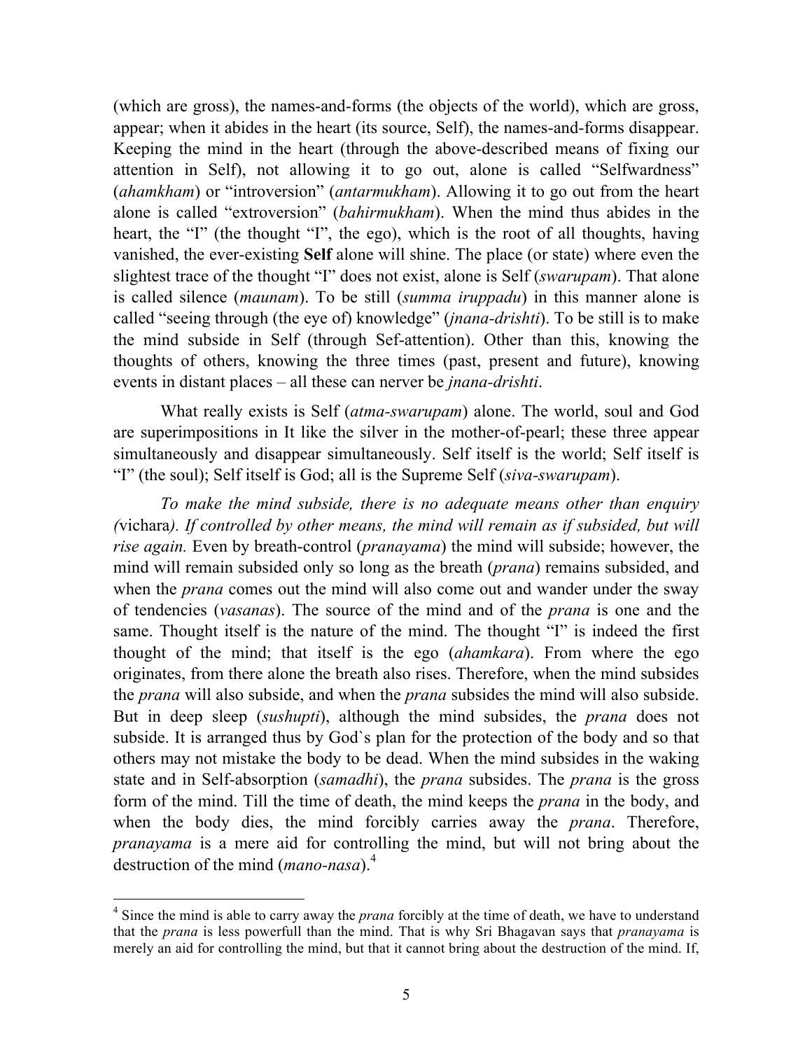(which are gross), the names-and-forms (the objects of the world), which are gross, appear; when it abides in the heart (its source, Self), the names-and-forms disappear. Keeping the mind in the heart (through the above-described means of fixing our attention in Self), not allowing it to go out, alone is called "Selfwardness" (*ahamkham*) or "introversion" (*antarmukham*). Allowing it to go out from the heart alone is called "extroversion" (*bahirmukham*). When the mind thus abides in the heart, the "I" (the thought "I", the ego), which is the root of all thoughts, having vanished, the ever-existing **Self** alone will shine. The place (or state) where even the slightest trace of the thought "I" does not exist, alone is Self (*swarupam*). That alone is called silence (*maunam*). To be still (*summa iruppadu*) in this manner alone is called "seeing through (the eye of) knowledge" (*jnana-drishti*). To be still is to make the mind subside in Self (through Sef-attention). Other than this, knowing the thoughts of others, knowing the three times (past, present and future), knowing events in distant places – all these can nerver be *jnana-drishti*.

What really exists is Self (*atma-swarupam*) alone. The world, soul and God are superimpositions in It like the silver in the mother-of-pearl; these three appear simultaneously and disappear simultaneously. Self itself is the world; Self itself is "I" (the soul); Self itself is God; all is the Supreme Self (*siva-swarupam*).

*To make the mind subside, there is no adequate means other than enquiry (*vichara*). If controlled by other means, the mind will remain as if subsided, but will rise again.* Even by breath-control (*pranayama*) the mind will subside; however, the mind will remain subsided only so long as the breath (*prana*) remains subsided, and when the *prana* comes out the mind will also come out and wander under the sway of tendencies (*vasanas*). The source of the mind and of the *prana* is one and the same. Thought itself is the nature of the mind. The thought "I" is indeed the first thought of the mind; that itself is the ego (*ahamkara*). From where the ego originates, from there alone the breath also rises. Therefore, when the mind subsides the *prana* will also subside, and when the *prana* subsides the mind will also subside. But in deep sleep (*sushupti*), although the mind subsides, the *prana* does not subside. It is arranged thus by God`s plan for the protection of the body and so that others may not mistake the body to be dead. When the mind subsides in the waking state and in Self-absorption (*samadhi*), the *prana* subsides. The *prana* is the gross form of the mind. Till the time of death, the mind keeps the *prana* in the body, and when the body dies, the mind forcibly carries away the *prana*. Therefore, *pranayama* is a mere aid for controlling the mind, but will not bring about the destruction of the mind (*mano-nasa*).[4]

---

[4] Since the mind is able to carry away the *prana* forcibly at the time of death, we have to understand that the *prana* is less powerfull than the mind. That is why Sri Bhagavan says that *pranayama* is merely an aid for controlling the mind, but that it cannot bring about the destruction of the mind. If,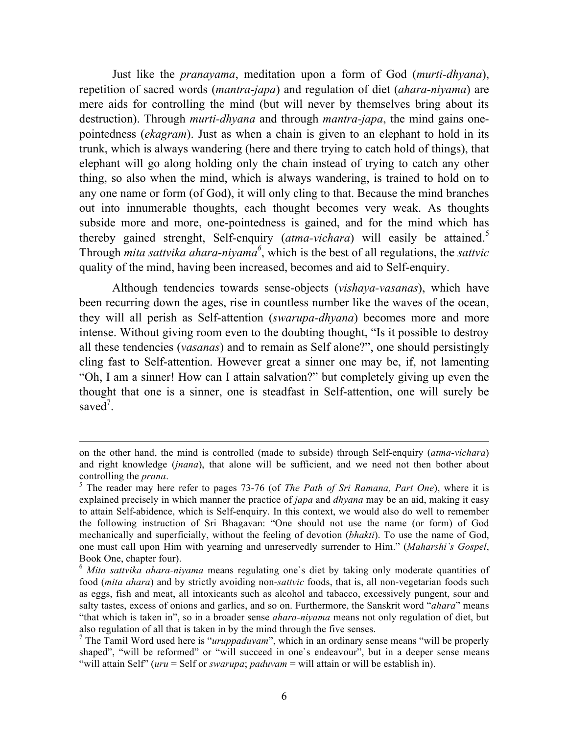Just like the *pranayama*, meditation upon a form of God (*murti-dhyana*), repetition of sacred words (*mantra-japa*) and regulation of diet (*ahara-niyama*) are mere aids for controlling the mind (but will never by themselves bring about its destruction). Through *murti-dhyana* and through *mantra-japa*, the mind gains one-pointedness (*ekagram*). Just as when a chain is given to an elephant to hold in its trunk, which is always wandering (here and there trying to catch hold of things), that elephant will go along holding only the chain instead of trying to catch any other thing, so also when the mind, which is always wandering, is trained to hold on to any one name or form (of God), it will only cling to that. Because the mind branches out into innumerable thoughts, each thought becomes very weak. As thoughts subside more and more, one-pointedness is gained, and for the mind which has thereby gained strenght, Self-enquiry (*atma-vichara*) will easily be attained.[5] Through *mita sattvika ahara-niyama*[6], which is the best of all regulations, the *sattvic* quality of the mind, having been increased, becomes and aid to Self-enquiry.

Although tendencies towards sense-objects (*vishaya-vasanas*), which have been recurring down the ages, rise in countless number like the waves of the ocean, they will all perish as Self-attention (*swarupa-dhyana*) becomes more and more intense. Without giving room even to the doubting thought, "Is it possible to destroy all these tendencies (*vasanas*) and to remain as Self alone?", one should persistingly cling fast to Self-attention. However great a sinner one may be, if, not lamenting "Oh, I am a sinner! How can I attain salvation?" but completely giving up even the thought that one is a sinner, one is steadfast in Self-attention, one will surely be saved[7].

---

on the other hand, the mind is controlled (made to subside) through Self-enquiry (*atma-vichara*) and right knowledge (*jnana*), that alone will be sufficient, and we need not then bother about controlling the *prana*.

[5] The reader may here refer to pages 73-76 (of *The Path of Sri Ramana, Part One*), where it is explained precisely in which manner the practice of *japa* and *dhyana* may be an aid, making it easy to attain Self-abidence, which is Self-enquiry. In this context, we would also do well to remember the following instruction of Sri Bhagavan: "One should not use the name (or form) of God mechanically and superficially, without the feeling of devotion (*bhakti*). To use the name of God, one must call upon Him with yearning and unreservedly surrender to Him." (*Maharshi`s Gospel*, Book One, chapter four).

[6] *Mita sattvika ahara-niyama* means regulating one`s diet by taking only moderate quantities of food (*mita ahara*) and by strictly avoiding non-*sattvic* foods, that is, all non-vegetarian foods such as eggs, fish and meat, all intoxicants such as alcohol and tabacco, excessively pungent, sour and salty tastes, excess of onions and garlics, and so on. Furthermore, the Sanskrit word "*ahara*" means "that which is taken in", so in a broader sense *ahara-niyama* means not only regulation of diet, but also regulation of all that is taken in by the mind through the five senses.

[7] The Tamil Word used here is "*uruppaduvam*", which in an ordinary sense means "will be properly shaped", "will be reformed" or "will succeed in one`s endeavour", but in a deeper sense means "will attain Self" (*uru* = Self or *swarupa*; *paduvam* = will attain or will be establish in).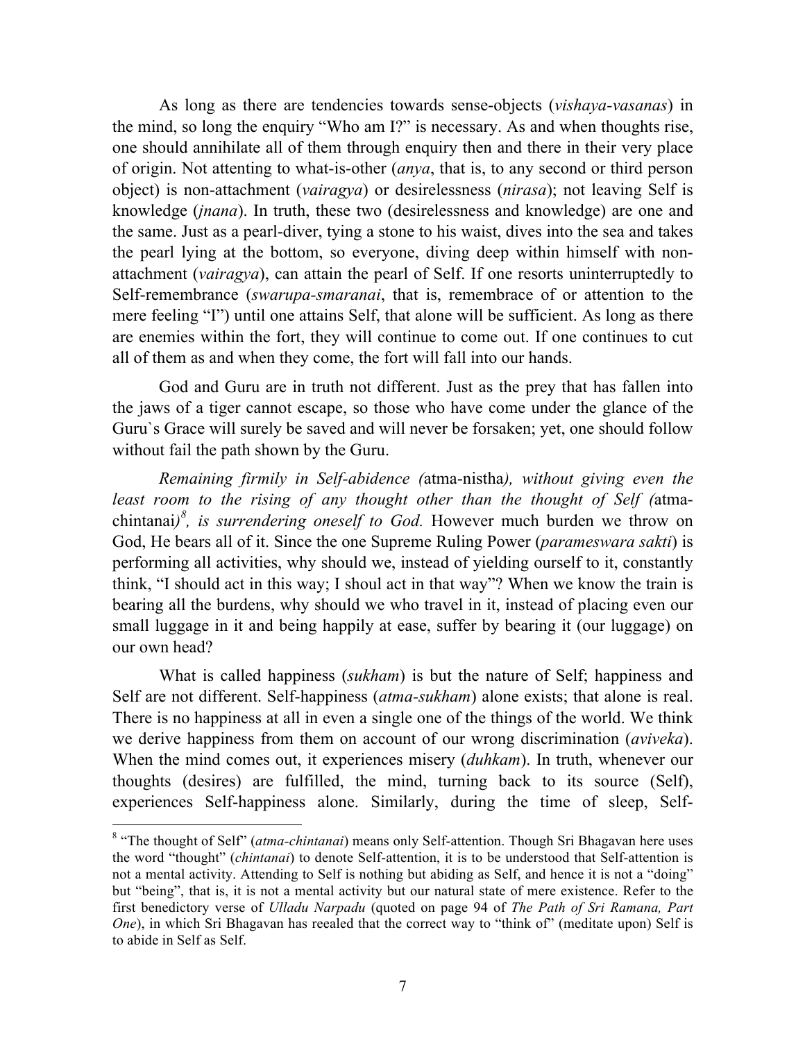As long as there are tendencies towards sense-objects (*vishaya-vasanas*) in the mind, so long the enquiry "Who am I?" is necessary. As and when thoughts rise, one should annihilate all of them through enquiry then and there in their very place of origin. Not attenting to what-is-other (*anya*, that is, to any second or third person object) is non-attachment (*vairagya*) or desirelessness (*nirasa*); not leaving Self is knowledge (*jnana*). In truth, these two (desirelessness and knowledge) are one and the same. Just as a pearl-diver, tying a stone to his waist, dives into the sea and takes the pearl lying at the bottom, so everyone, diving deep within himself with non-attachment (*vairagya*), can attain the pearl of Self. If one resorts uninterruptedly to Self-remembrance (*swarupa-smaranai*, that is, remembrace of or attention to the mere feeling "I") until one attains Self, that alone will be sufficient. As long as there are enemies within the fort, they will continue to come out. If one continues to cut all of them as and when they come, the fort will fall into our hands.

God and Guru are in truth not different. Just as the prey that has fallen into the jaws of a tiger cannot escape, so those who have come under the glance of the Guru`s Grace will surely be saved and will never be forsaken; yet, one should follow without fail the path shown by the Guru.

*Remaining firmily in Self-abidence (*atma-nistha*), without giving even the least room to the rising of any thought other than the thought of Self (*atma-chintanai*)*[8]*, is surrendering oneself to God.* However much burden we throw on God, He bears all of it. Since the one Supreme Ruling Power (*parameswara sakti*) is performing all activities, why should we, instead of yielding ourself to it, constantly think, "I should act in this way; I shoul act in that way"? When we know the train is bearing all the burdens, why should we who travel in it, instead of placing even our small luggage in it and being happily at ease, suffer by bearing it (our luggage) on our own head?

What is called happiness (*sukham*) is but the nature of Self; happiness and Self are not different. Self-happiness (*atma-sukham*) alone exists; that alone is real. There is no happiness at all in even a single one of the things of the world. We think we derive happiness from them on account of our wrong discrimination (*aviveka*). When the mind comes out, it experiences misery (*duhkam*). In truth, whenever our thoughts (desires) are fulfilled, the mind, turning back to its source (Self), experiences Self-happiness alone. Similarly, during the time of sleep, Self-

---

[8] "The thought of Self" (*atma-chintanai*) means only Self-attention. Though Sri Bhagavan here uses the word "thought" (*chintanai*) to denote Self-attention, it is to be understood that Self-attention is not a mental activity. Attending to Self is nothing but abiding as Self, and hence it is not a "doing" but "being", that is, it is not a mental activity but our natural state of mere existence. Refer to the first benedictory verse of *Ulladu Narpadu* (quoted on page 94 of *The Path of Sri Ramana, Part One*), in which Sri Bhagavan has reealed that the correct way to "think of" (meditate upon) Self is to abide in Self as Self.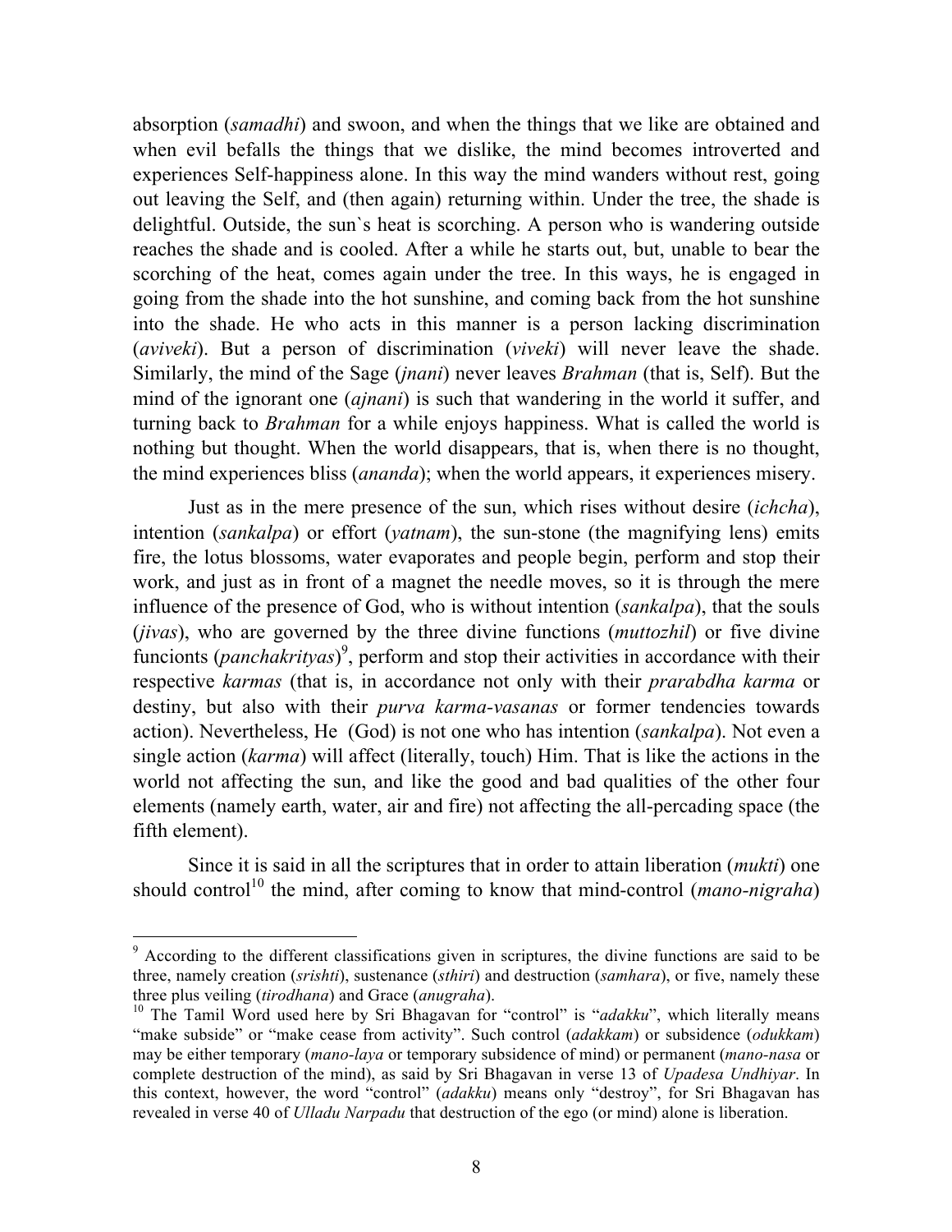absorption (*samadhi*) and swoon, and when the things that we like are obtained and when evil befalls the things that we dislike, the mind becomes introverted and experiences Self-happiness alone. In this way the mind wanders without rest, going out leaving the Self, and (then again) returning within. Under the tree, the shade is delightful. Outside, the sun`s heat is scorching. A person who is wandering outside reaches the shade and is cooled. After a while he starts out, but, unable to bear the scorching of the heat, comes again under the tree. In this ways, he is engaged in going from the shade into the hot sunshine, and coming back from the hot sunshine into the shade. He who acts in this manner is a person lacking discrimination (*aviveki*). But a person of discrimination (*viveki*) will never leave the shade. Similarly, the mind of the Sage (*jnani*) never leaves *Brahman* (that is, Self). But the mind of the ignorant one (*ajnani*) is such that wandering in the world it suffer, and turning back to *Brahman* for a while enjoys happiness. What is called the world is nothing but thought. When the world disappears, that is, when there is no thought, the mind experiences bliss (*ananda*); when the world appears, it experiences misery.

Just as in the mere presence of the sun, which rises without desire (*ichcha*), intention (*sankalpa*) or effort (*yatnam*), the sun-stone (the magnifying lens) emits fire, the lotus blossoms, water evaporates and people begin, perform and stop their work, and just as in front of a magnet the needle moves, so it is through the mere influence of the presence of God, who is without intention (*sankalpa*), that the souls (*jivas*), who are governed by the three divine functions (*muttozhil*) or five divine funcionts (*panchakrityas*)[9], perform and stop their activities in accordance with their respective *karmas* (that is, in accordance not only with their *prarabdha karma* or destiny, but also with their *purva karma-vasanas* or former tendencies towards action). Nevertheless, He (God) is not one who has intention (*sankalpa*). Not even a single action (*karma*) will affect (literally, touch) Him. That is like the actions in the world not affecting the sun, and like the good and bad qualities of the other four elements (namely earth, water, air and fire) not affecting the all-percading space (the fifth element).

Since it is said in all the scriptures that in order to attain liberation (*mukti*) one should control[10] the mind, after coming to know that mind-control (*mano-nigraha*)

---

[9] According to the different classifications given in scriptures, the divine functions are said to be three, namely creation (*srishti*), sustenance (*sthiri*) and destruction (*samhara*), or five, namely these three plus veiling (*tirodhana*) and Grace (*anugraha*).

[10] The Tamil Word used here by Sri Bhagavan for "control" is "*adakku*", which literally means "make subside" or "make cease from activity". Such control (*adakkam*) or subsidence (*odukkam*) may be either temporary (*mano-laya* or temporary subsidence of mind) or permanent (*mano-nasa* or complete destruction of the mind), as said by Sri Bhagavan in verse 13 of *Upadesa Undhiyar*. In this context, however, the word "control" (*adakku*) means only "destroy", for Sri Bhagavan has revealed in verse 40 of *Ulladu Narpadu* that destruction of the ego (or mind) alone is liberation.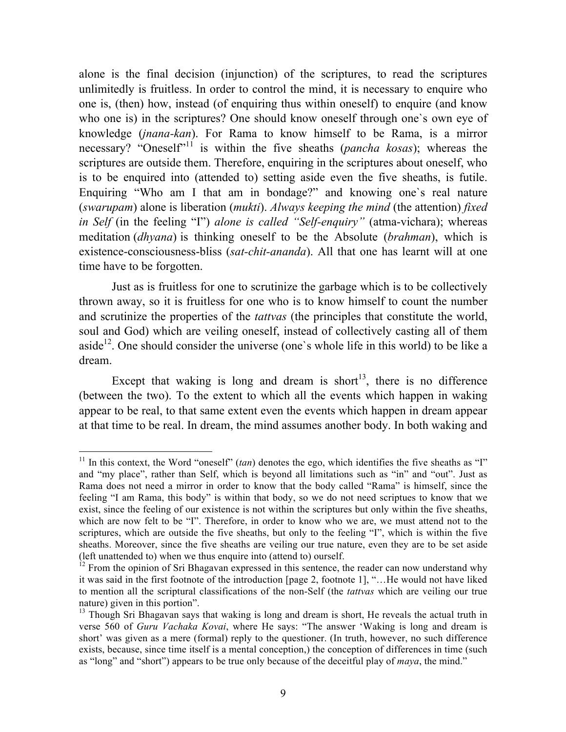alone is the final decision (injunction) of the scriptures, to read the scriptures unlimitedly is fruitless. In order to control the mind, it is necessary to enquire who one is, (then) how, instead (of enquiring thus within oneself) to enquire (and know who one is) in the scriptures? One should know oneself through one`s own eye of knowledge (*jnana-kan*). For Rama to know himself to be Rama, is a mirror necessary? "Oneself"[11] is within the five sheaths (*pancha kosas*); whereas the scriptures are outside them. Therefore, enquiring in the scriptures about oneself, who is to be enquired into (attended to) setting aside even the five sheaths, is futile. Enquiring "Who am I that am in bondage?" and knowing one`s real nature (*swarupam*) alone is liberation (*mukti*). *Always keeping the mind* (the attention) *fixed in Self* (in the feeling "I") *alone is called "Self-enquiry"* (atma-vichara); whereas meditation (*dhyana*) is thinking oneself to be the Absolute (*brahman*), which is existence-consciousness-bliss (*sat-chit-ananda*). All that one has learnt will at one time have to be forgotten.

Just as is fruitless for one to scrutinize the garbage which is to be collectively thrown away, so it is fruitless for one who is to know himself to count the number and scrutinize the properties of the *tattvas* (the principles that constitute the world, soul and God) which are veiling oneself, instead of collectively casting all of them aside[12]. One should consider the universe (one`s whole life in this world) to be like a dream.

Except that waking is long and dream is short[13], there is no difference (between the two). To the extent to which all the events which happen in waking appear to be real, to that same extent even the events which happen in dream appear at that time to be real. In dream, the mind assumes another body. In both waking and

---

[11] In this context, the Word "oneself" (*tan*) denotes the ego, which identifies the five sheaths as "I" and "my place", rather than Self, which is beyond all limitations such as "in" and "out". Just as Rama does not need a mirror in order to know that the body called "Rama" is himself, since the feeling "I am Rama, this body" is within that body, so we do not need scriptues to know that we exist, since the feeling of our existence is not within the scriptures but only within the five sheaths, which are now felt to be "I". Therefore, in order to know who we are, we must attend not to the scriptures, which are outside the five sheaths, but only to the feeling "I", which is within the five sheaths. Moreover, since the five sheaths are veiling our true nature, even they are to be set aside (left unattended to) when we thus enquire into (attend to) ourself.

[12] From the opinion of Sri Bhagavan expressed in this sentence, the reader can now understand why it was said in the first footnote of the introduction [page 2, footnote 1], "…He would not have liked to mention all the scriptural classifications of the non-Self (the *tattvas* which are veiling our true nature) given in this portion".

[13] Though Sri Bhagavan says that waking is long and dream is short, He reveals the actual truth in verse 560 of *Guru Vachaka Kovai*, where He says: "The answer 'Waking is long and dream is short' was given as a mere (formal) reply to the questioner. (In truth, however, no such difference exists, because, since time itself is a mental conception,) the conception of differences in time (such as "long" and "short") appears to be true only because of the deceitful play of *maya*, the mind."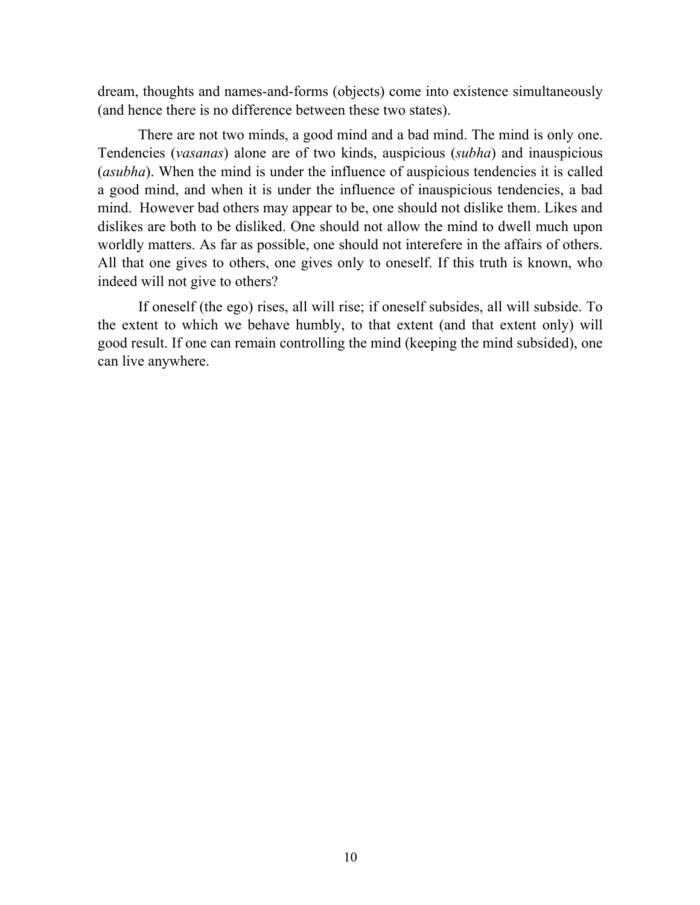dream, thoughts and names-and-forms (objects) come into existence simultaneously (and hence there is no difference between these two states).

There are not two minds, a good mind and a bad mind. The mind is only one. Tendencies (*vasanas*) alone are of two kinds, auspicious (*subha*) and inauspicious (*asubha*). When the mind is under the influence of auspicious tendencies it is called a good mind, and when it is under the influence of inauspicious tendencies, a bad mind. However bad others may appear to be, one should not dislike them. Likes and dislikes are both to be disliked. One should not allow the mind to dwell much upon worldly matters. As far as possible, one should not interefere in the affairs of others. All that one gives to others, one gives only to oneself. If this truth is known, who indeed will not give to others?

If oneself (the ego) rises, all will rise; if oneself subsides, all will subside. To the extent to which we behave humbly, to that extent (and that extent only) will good result. If one can remain controlling the mind (keeping the mind subsided), one can live anywhere.